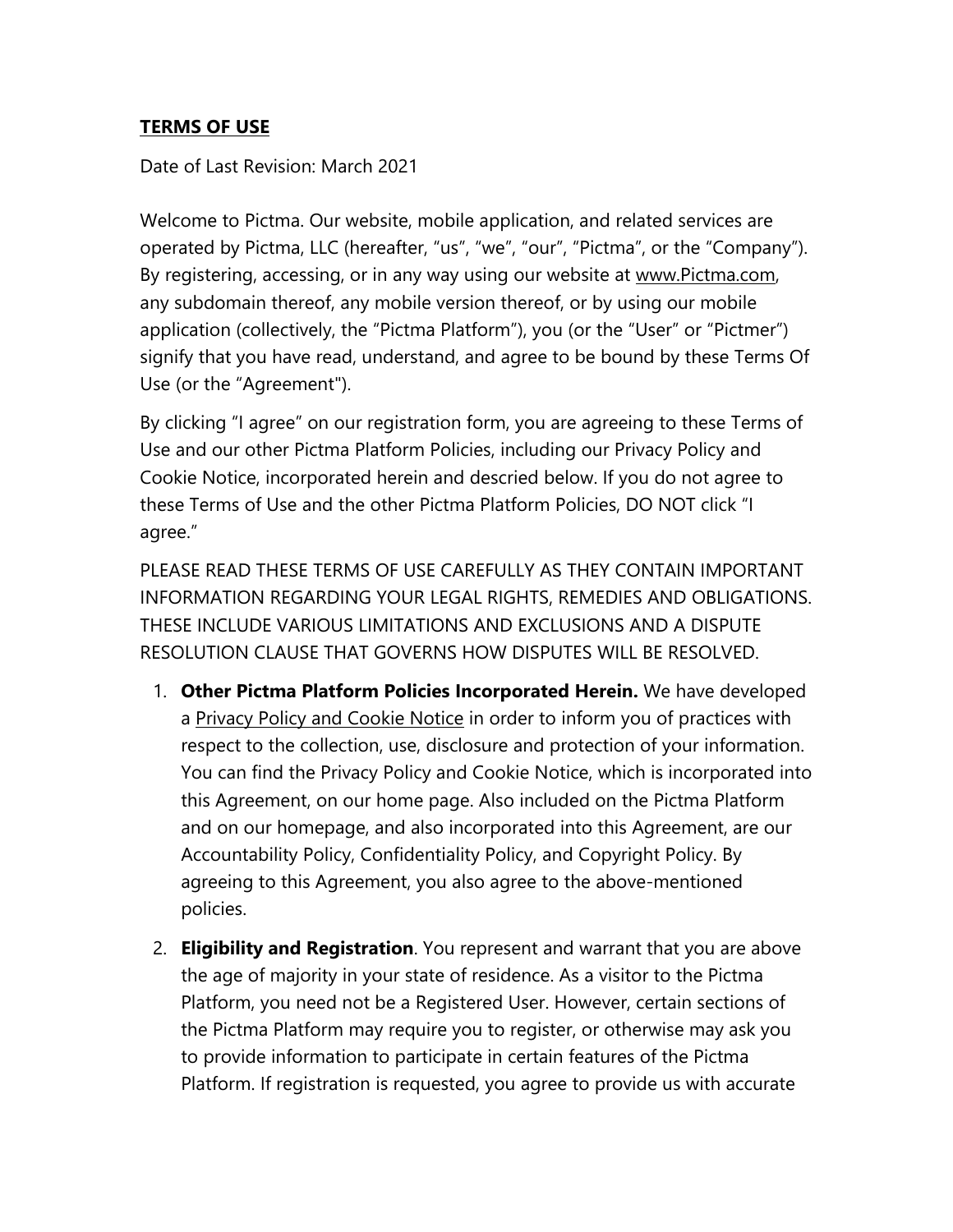**TERMS OF USE**

Date of Last Revision: March 2021

Welcome to Pictma. Our website, mobile application, and related services are operated by Pictma, LLC (hereafter, "us", "we", "our", "Pictma", or the "Company"). By registering, accessing, or in any way using our website at www.Pictma.com, any subdomain thereof, any mobile version thereof, or by using our mobile application (collectively, the "Pictma Platform"), you (or the "User" or "Pictmer") signify that you have read, understand, and agree to be bound by these Terms Of Use (or the "Agreement").

By clicking "I agree" on our registration form, you are agreeing to these Terms of Use and our other Pictma Platform Policies, including our Privacy Policy and Cookie Notice, incorporated herein and descried below. If you do not agree to these Terms of Use and the other Pictma Platform Policies, DO NOT click "I agree."

PLEASE READ THESE TERMS OF USE CAREFULLY AS THEY CONTAIN IMPORTANT INFORMATION REGARDING YOUR LEGAL RIGHTS, REMEDIES AND OBLIGATIONS. THESE INCLUDE VARIOUS LIMITATIONS AND EXCLUSIONS AND A DISPUTE RESOLUTION CLAUSE THAT GOVERNS HOW DISPUTES WILL BE RESOLVED.

1. **Other Pictma Platform Policies Incorporated Herein.** We have developed a Privacy Policy and Cookie Notice in order to inform you of practices with respect to the collection, use, disclosure and protection of your information. You can find the Privacy Policy and Cookie Notice, which is incorporated into this Agreement, on our home page. Also included on the Pictma Platform and on our homepage, and also incorporated into this Agreement, are our Accountability Policy, Confidentiality Policy, and Copyright Policy. By agreeing to this Agreement, you also agree to the above-mentioned policies.

2. **Eligibility and Registration**. You represent and warrant that you are above the age of majority in your state of residence. As a visitor to the Pictma Platform, you need not be a Registered User. However, certain sections of the Pictma Platform may require you to register, or otherwise may ask you to provide information to participate in certain features of the Pictma Platform. If registration is requested, you agree to provide us with accurate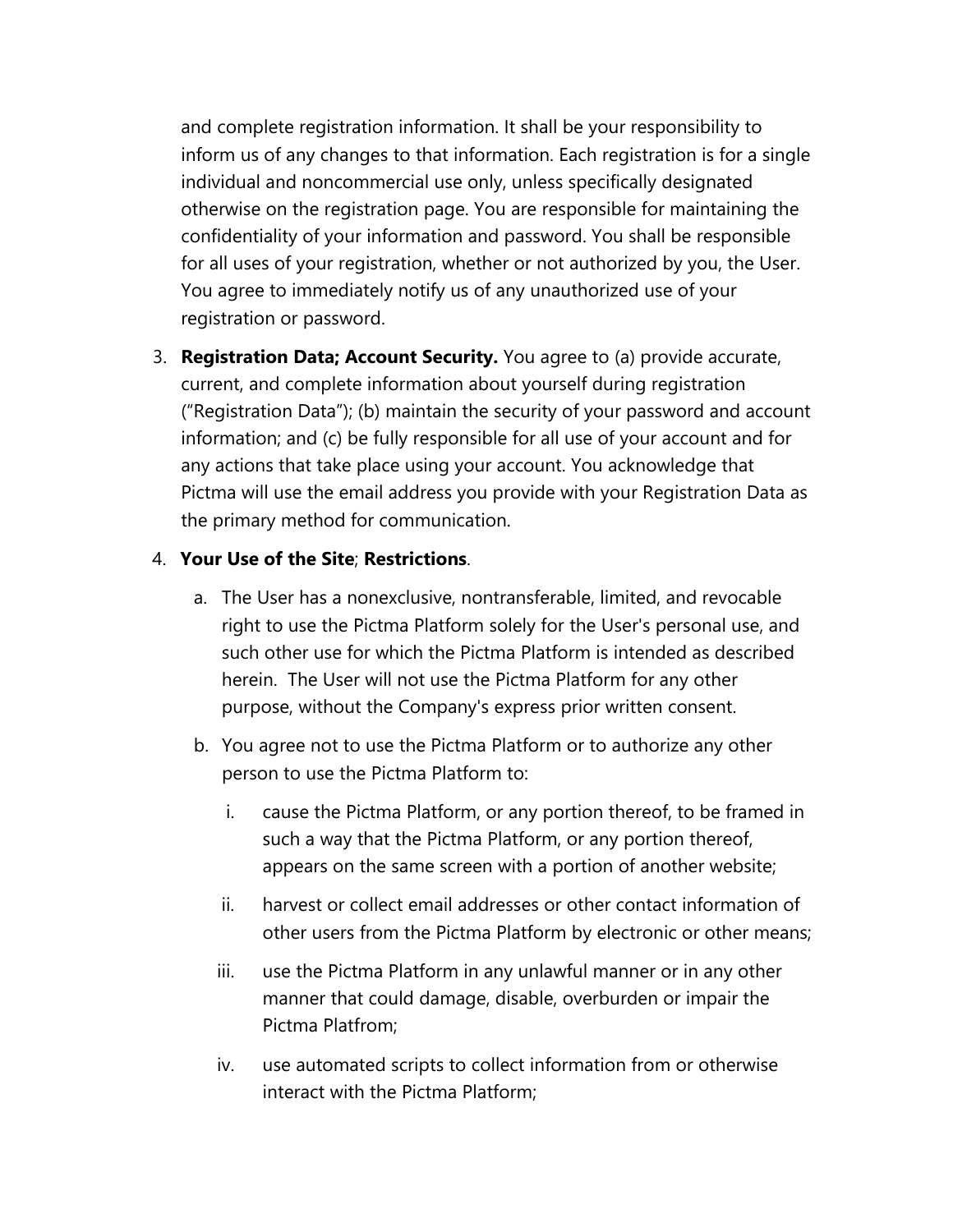and complete registration information. It shall be your responsibility to inform us of any changes to that information. Each registration is for a single individual and noncommercial use only, unless specifically designated otherwise on the registration page. You are responsible for maintaining the confidentiality of your information and password. You shall be responsible for all uses of your registration, whether or not authorized by you, the User. You agree to immediately notify us of any unauthorized use of your registration or password.

3. **Registration Data; Account Security.** You agree to (a) provide accurate, current, and complete information about yourself during registration ("Registration Data"); (b) maintain the security of your password and account information; and (c) be fully responsible for all use of your account and for any actions that take place using your account. You acknowledge that Pictma will use the email address you provide with your Registration Data as the primary method for communication.

4. **Your Use of the Site**; **Restrictions**.

   a. The User has a nonexclusive, nontransferable, limited, and revocable right to use the Pictma Platform solely for the User's personal use, and such other use for which the Pictma Platform is intended as described herein. The User will not use the Pictma Platform for any other purpose, without the Company's express prior written consent.

   b. You agree not to use the Pictma Platform or to authorize any other person to use the Pictma Platform to:

      i. cause the Pictma Platform, or any portion thereof, to be framed in such a way that the Pictma Platform, or any portion thereof, appears on the same screen with a portion of another website;

      ii. harvest or collect email addresses or other contact information of other users from the Pictma Platform by electronic or other means;

      iii. use the Pictma Platform in any unlawful manner or in any other manner that could damage, disable, overburden or impair the Pictma Platfrom;

      iv. use automated scripts to collect information from or otherwise interact with the Pictma Platform;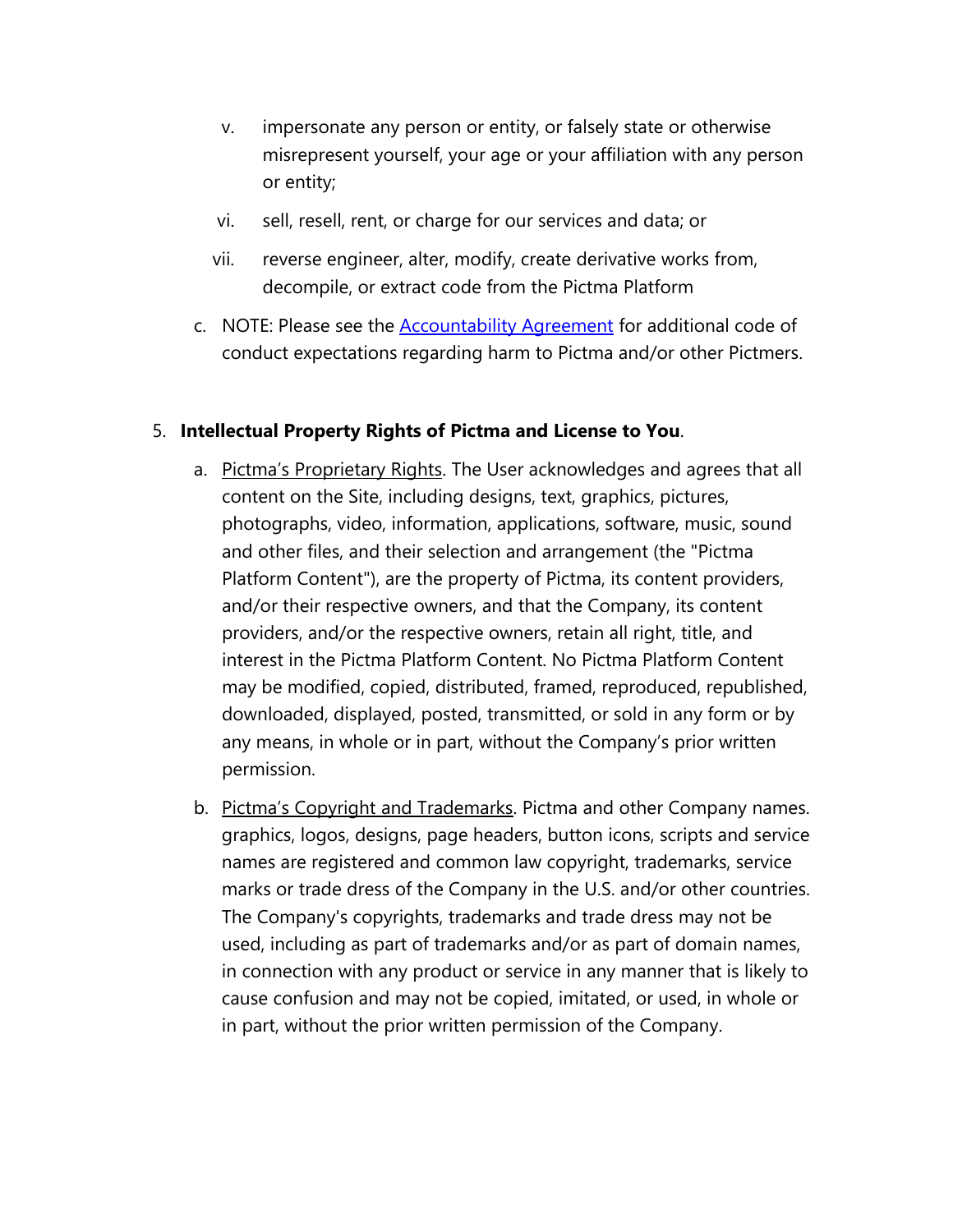v. impersonate any person or entity, or falsely state or otherwise misrepresent yourself, your age or your affiliation with any person or entity;

   vi. sell, resell, rent, or charge for our services and data; or

   vii. reverse engineer, alter, modify, create derivative works from, decompile, or extract code from the Pictma Platform

c. NOTE: Please see the [Accountability Agreement]() for additional code of conduct expectations regarding harm to Pictma and/or other Pictmers.

5. **Intellectual Property Rights of Pictma and License to You**.

   a. Pictma's Proprietary Rights. The User acknowledges and agrees that all content on the Site, including designs, text, graphics, pictures, photographs, video, information, applications, software, music, sound and other files, and their selection and arrangement (the "Pictma Platform Content"), are the property of Pictma, its content providers, and/or their respective owners, and that the Company, its content providers, and/or the respective owners, retain all right, title, and interest in the Pictma Platform Content. No Pictma Platform Content may be modified, copied, distributed, framed, reproduced, republished, downloaded, displayed, posted, transmitted, or sold in any form or by any means, in whole or in part, without the Company's prior written permission.

   b. Pictma's Copyright and Trademarks. Pictma and other Company names. graphics, logos, designs, page headers, button icons, scripts and service names are registered and common law copyright, trademarks, service marks or trade dress of the Company in the U.S. and/or other countries. The Company's copyrights, trademarks and trade dress may not be used, including as part of trademarks and/or as part of domain names, in connection with any product or service in any manner that is likely to cause confusion and may not be copied, imitated, or used, in whole or in part, without the prior written permission of the Company.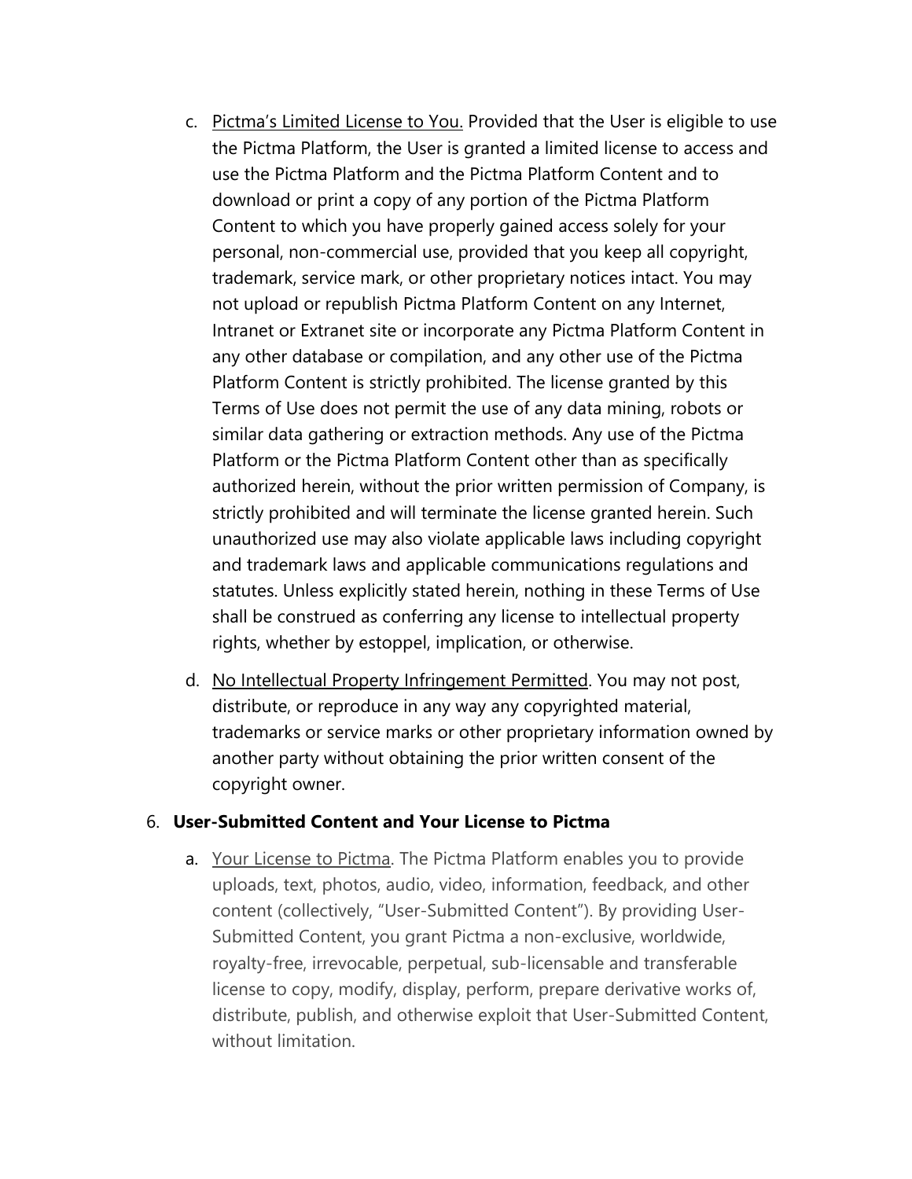c. Pictma's Limited License to You. Provided that the User is eligible to use the Pictma Platform, the User is granted a limited license to access and use the Pictma Platform and the Pictma Platform Content and to download or print a copy of any portion of the Pictma Platform Content to which you have properly gained access solely for your personal, non-commercial use, provided that you keep all copyright, trademark, service mark, or other proprietary notices intact. You may not upload or republish Pictma Platform Content on any Internet, Intranet or Extranet site or incorporate any Pictma Platform Content in any other database or compilation, and any other use of the Pictma Platform Content is strictly prohibited. The license granted by this Terms of Use does not permit the use of any data mining, robots or similar data gathering or extraction methods. Any use of the Pictma Platform or the Pictma Platform Content other than as specifically authorized herein, without the prior written permission of Company, is strictly prohibited and will terminate the license granted herein. Such unauthorized use may also violate applicable laws including copyright and trademark laws and applicable communications regulations and statutes. Unless explicitly stated herein, nothing in these Terms of Use shall be construed as conferring any license to intellectual property rights, whether by estoppel, implication, or otherwise.

d. No Intellectual Property Infringement Permitted. You may not post, distribute, or reproduce in any way any copyrighted material, trademarks or service marks or other proprietary information owned by another party without obtaining the prior written consent of the copyright owner.

6. **User-Submitted Content and Your License to Pictma**

a. Your License to Pictma. The Pictma Platform enables you to provide uploads, text, photos, audio, video, information, feedback, and other content (collectively, "User-Submitted Content"). By providing User-Submitted Content, you grant Pictma a non-exclusive, worldwide, royalty-free, irrevocable, perpetual, sub-licensable and transferable license to copy, modify, display, perform, prepare derivative works of, distribute, publish, and otherwise exploit that User-Submitted Content, without limitation.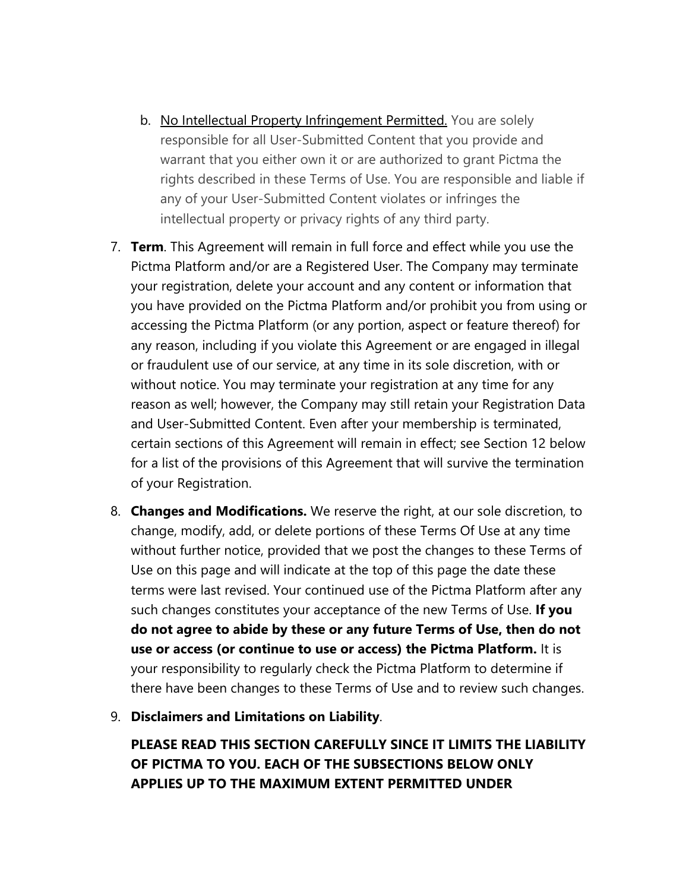b. <u>No Intellectual Property Infringement Permitted.</u> You are solely responsible for all User-Submitted Content that you provide and warrant that you either own it or are authorized to grant Pictma the rights described in these Terms of Use. You are responsible and liable if any of your User-Submitted Content violates or infringes the intellectual property or privacy rights of any third party.

7. **Term**. This Agreement will remain in full force and effect while you use the Pictma Platform and/or are a Registered User. The Company may terminate your registration, delete your account and any content or information that you have provided on the Pictma Platform and/or prohibit you from using or accessing the Pictma Platform (or any portion, aspect or feature thereof) for any reason, including if you violate this Agreement or are engaged in illegal or fraudulent use of our service, at any time in its sole discretion, with or without notice. You may terminate your registration at any time for any reason as well; however, the Company may still retain your Registration Data and User-Submitted Content. Even after your membership is terminated, certain sections of this Agreement will remain in effect; see Section 12 below for a list of the provisions of this Agreement that will survive the termination of your Registration.

8. **Changes and Modifications.** We reserve the right, at our sole discretion, to change, modify, add, or delete portions of these Terms Of Use at any time without further notice, provided that we post the changes to these Terms of Use on this page and will indicate at the top of this page the date these terms were last revised. Your continued use of the Pictma Platform after any such changes constitutes your acceptance of the new Terms of Use. **If you do not agree to abide by these or any future Terms of Use, then do not use or access (or continue to use or access) the Pictma Platform.** It is your responsibility to regularly check the Pictma Platform to determine if there have been changes to these Terms of Use and to review such changes.

9. **Disclaimers and Limitations on Liability**.

   **PLEASE READ THIS SECTION CAREFULLY SINCE IT LIMITS THE LIABILITY OF PICTMA TO YOU. EACH OF THE SUBSECTIONS BELOW ONLY APPLIES UP TO THE MAXIMUM EXTENT PERMITTED UNDER**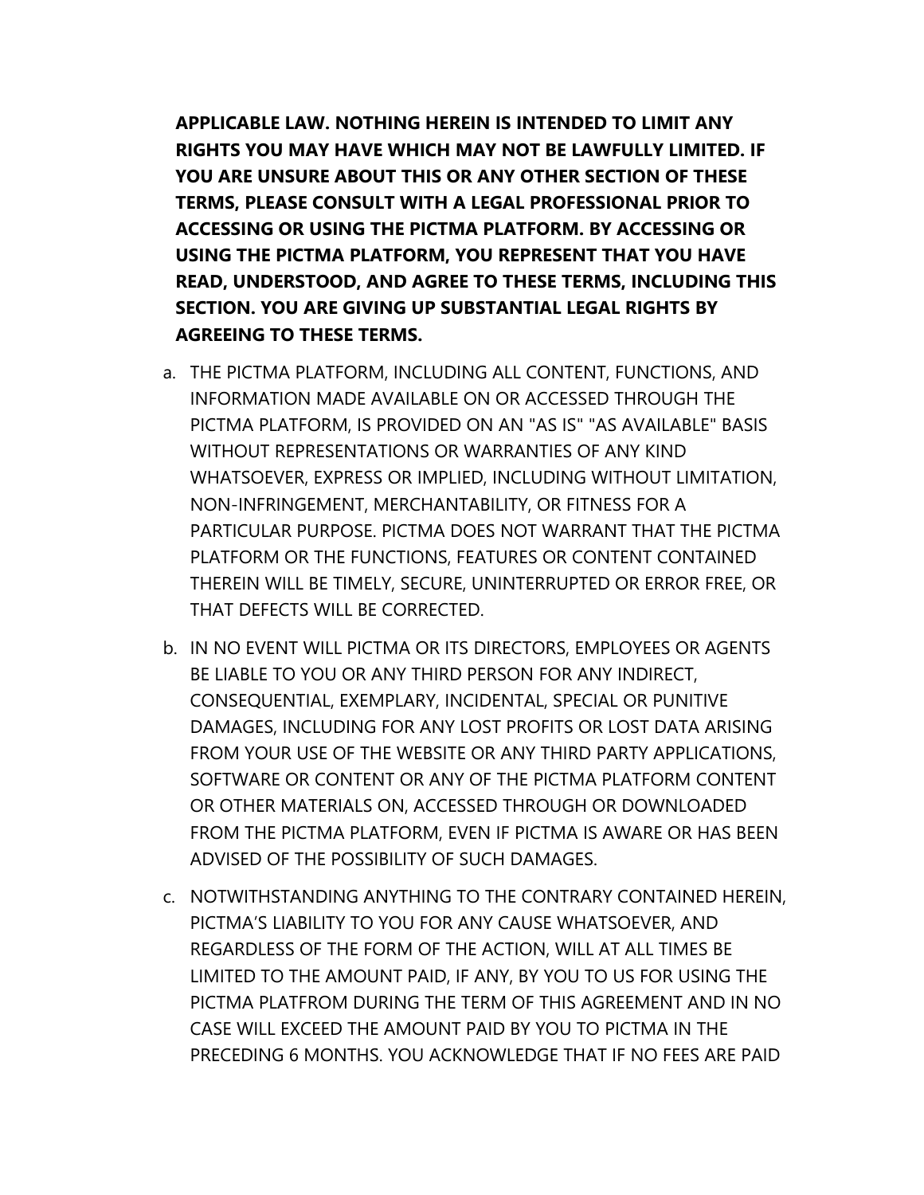**APPLICABLE LAW. NOTHING HEREIN IS INTENDED TO LIMIT ANY RIGHTS YOU MAY HAVE WHICH MAY NOT BE LAWFULLY LIMITED. IF YOU ARE UNSURE ABOUT THIS OR ANY OTHER SECTION OF THESE TERMS, PLEASE CONSULT WITH A LEGAL PROFESSIONAL PRIOR TO ACCESSING OR USING THE PICTMA PLATFORM. BY ACCESSING OR USING THE PICTMA PLATFORM, YOU REPRESENT THAT YOU HAVE READ, UNDERSTOOD, AND AGREE TO THESE TERMS, INCLUDING THIS SECTION. YOU ARE GIVING UP SUBSTANTIAL LEGAL RIGHTS BY AGREEING TO THESE TERMS.**

a. THE PICTMA PLATFORM, INCLUDING ALL CONTENT, FUNCTIONS, AND INFORMATION MADE AVAILABLE ON OR ACCESSED THROUGH THE PICTMA PLATFORM, IS PROVIDED ON AN "AS IS" "AS AVAILABLE" BASIS WITHOUT REPRESENTATIONS OR WARRANTIES OF ANY KIND WHATSOEVER, EXPRESS OR IMPLIED, INCLUDING WITHOUT LIMITATION, NON-INFRINGEMENT, MERCHANTABILITY, OR FITNESS FOR A PARTICULAR PURPOSE. PICTMA DOES NOT WARRANT THAT THE PICTMA PLATFORM OR THE FUNCTIONS, FEATURES OR CONTENT CONTAINED THEREIN WILL BE TIMELY, SECURE, UNINTERRUPTED OR ERROR FREE, OR THAT DEFECTS WILL BE CORRECTED.

b. IN NO EVENT WILL PICTMA OR ITS DIRECTORS, EMPLOYEES OR AGENTS BE LIABLE TO YOU OR ANY THIRD PERSON FOR ANY INDIRECT, CONSEQUENTIAL, EXEMPLARY, INCIDENTAL, SPECIAL OR PUNITIVE DAMAGES, INCLUDING FOR ANY LOST PROFITS OR LOST DATA ARISING FROM YOUR USE OF THE WEBSITE OR ANY THIRD PARTY APPLICATIONS, SOFTWARE OR CONTENT OR ANY OF THE PICTMA PLATFORM CONTENT OR OTHER MATERIALS ON, ACCESSED THROUGH OR DOWNLOADED FROM THE PICTMA PLATFORM, EVEN IF PICTMA IS AWARE OR HAS BEEN ADVISED OF THE POSSIBILITY OF SUCH DAMAGES.

c. NOTWITHSTANDING ANYTHING TO THE CONTRARY CONTAINED HEREIN, PICTMA'S LIABILITY TO YOU FOR ANY CAUSE WHATSOEVER, AND REGARDLESS OF THE FORM OF THE ACTION, WILL AT ALL TIMES BE LIMITED TO THE AMOUNT PAID, IF ANY, BY YOU TO US FOR USING THE PICTMA PLATFROM DURING THE TERM OF THIS AGREEMENT AND IN NO CASE WILL EXCEED THE AMOUNT PAID BY YOU TO PICTMA IN THE PRECEDING 6 MONTHS. YOU ACKNOWLEDGE THAT IF NO FEES ARE PAID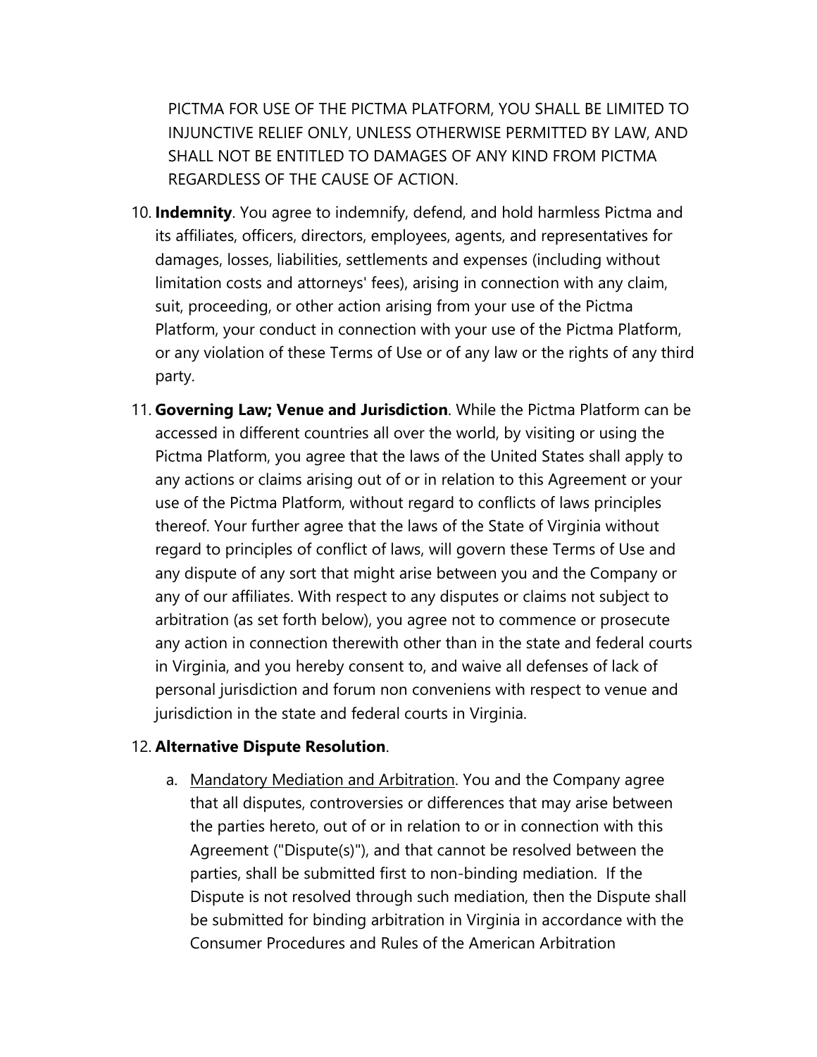PICTMA FOR USE OF THE PICTMA PLATFORM, YOU SHALL BE LIMITED TO INJUNCTIVE RELIEF ONLY, UNLESS OTHERWISE PERMITTED BY LAW, AND SHALL NOT BE ENTITLED TO DAMAGES OF ANY KIND FROM PICTMA REGARDLESS OF THE CAUSE OF ACTION.

10. **Indemnity**. You agree to indemnify, defend, and hold harmless Pictma and its affiliates, officers, directors, employees, agents, and representatives for damages, losses, liabilities, settlements and expenses (including without limitation costs and attorneys' fees), arising in connection with any claim, suit, proceeding, or other action arising from your use of the Pictma Platform, your conduct in connection with your use of the Pictma Platform, or any violation of these Terms of Use or of any law or the rights of any third party.

11. **Governing Law; Venue and Jurisdiction**. While the Pictma Platform can be accessed in different countries all over the world, by visiting or using the Pictma Platform, you agree that the laws of the United States shall apply to any actions or claims arising out of or in relation to this Agreement or your use of the Pictma Platform, without regard to conflicts of laws principles thereof. Your further agree that the laws of the State of Virginia without regard to principles of conflict of laws, will govern these Terms of Use and any dispute of any sort that might arise between you and the Company or any of our affiliates. With respect to any disputes or claims not subject to arbitration (as set forth below), you agree not to commence or prosecute any action in connection therewith other than in the state and federal courts in Virginia, and you hereby consent to, and waive all defenses of lack of personal jurisdiction and forum non conveniens with respect to venue and jurisdiction in the state and federal courts in Virginia.

12. **Alternative Dispute Resolution**.

    a. Mandatory Mediation and Arbitration. You and the Company agree that all disputes, controversies or differences that may arise between the parties hereto, out of or in relation to or in connection with this Agreement ("Dispute(s)"), and that cannot be resolved between the parties, shall be submitted first to non-binding mediation. If the Dispute is not resolved through such mediation, then the Dispute shall be submitted for binding arbitration in Virginia in accordance with the Consumer Procedures and Rules of the American Arbitration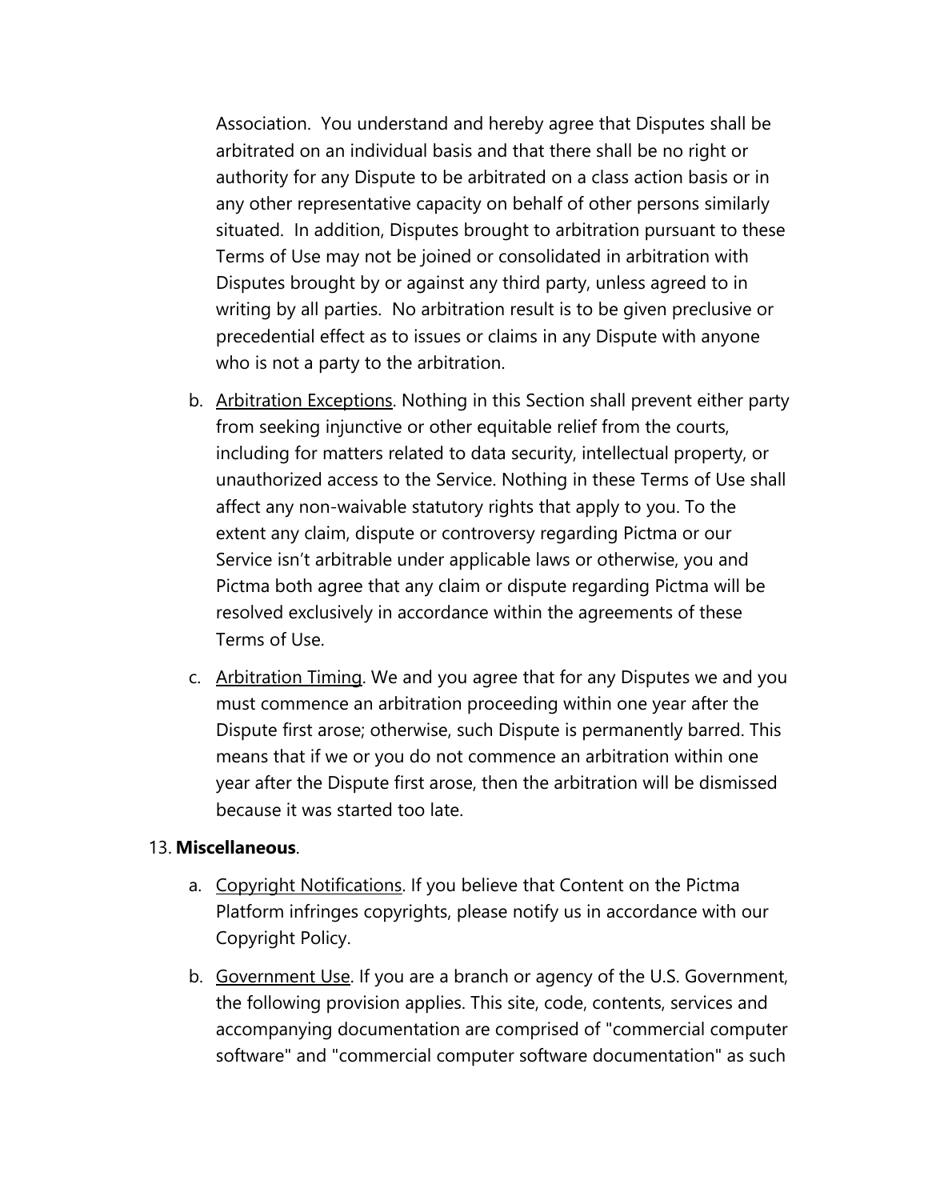Association. You understand and hereby agree that Disputes shall be arbitrated on an individual basis and that there shall be no right or authority for any Dispute to be arbitrated on a class action basis or in any other representative capacity on behalf of other persons similarly situated. In addition, Disputes brought to arbitration pursuant to these Terms of Use may not be joined or consolidated in arbitration with Disputes brought by or against any third party, unless agreed to in writing by all parties. No arbitration result is to be given preclusive or precedential effect as to issues or claims in any Dispute with anyone who is not a party to the arbitration.

b. Arbitration Exceptions. Nothing in this Section shall prevent either party from seeking injunctive or other equitable relief from the courts, including for matters related to data security, intellectual property, or unauthorized access to the Service. Nothing in these Terms of Use shall affect any non-waivable statutory rights that apply to you. To the extent any claim, dispute or controversy regarding Pictma or our Service isn't arbitrable under applicable laws or otherwise, you and Pictma both agree that any claim or dispute regarding Pictma will be resolved exclusively in accordance within the agreements of these Terms of Use.

c. Arbitration Timing. We and you agree that for any Disputes we and you must commence an arbitration proceeding within one year after the Dispute first arose; otherwise, such Dispute is permanently barred. This means that if we or you do not commence an arbitration within one year after the Dispute first arose, then the arbitration will be dismissed because it was started too late.

13. **Miscellaneous**.

a. Copyright Notifications. If you believe that Content on the Pictma Platform infringes copyrights, please notify us in accordance with our Copyright Policy.

b. Government Use. If you are a branch or agency of the U.S. Government, the following provision applies. This site, code, contents, services and accompanying documentation are comprised of "commercial computer software" and "commercial computer software documentation" as such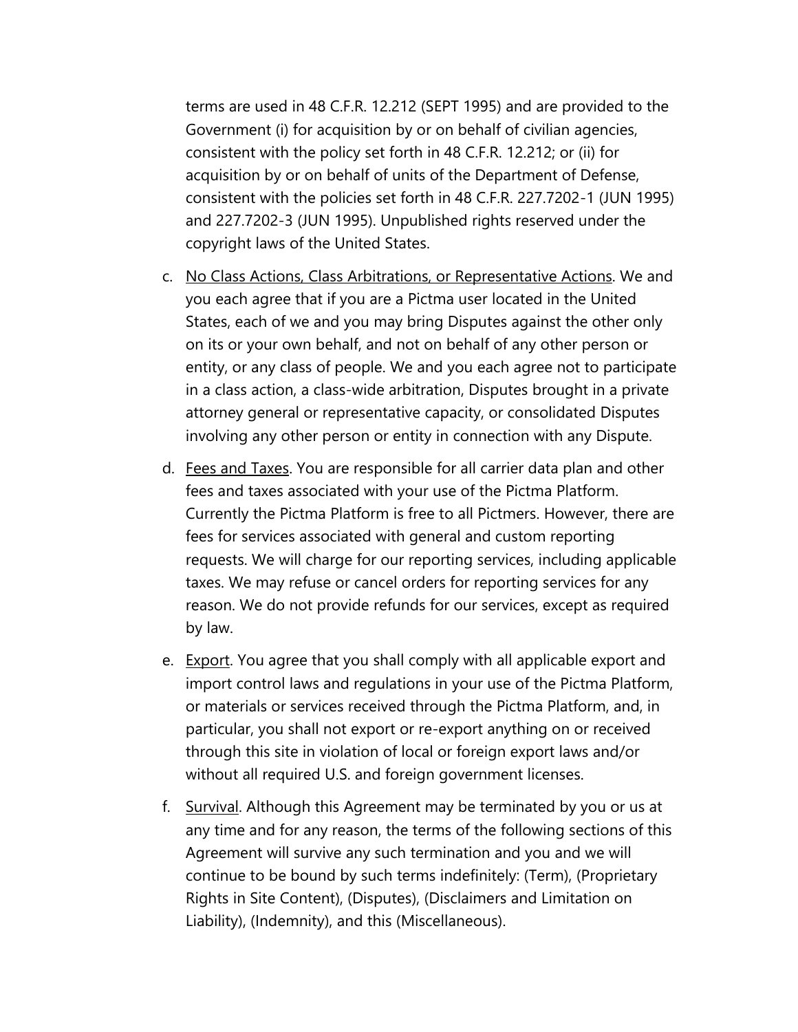terms are used in 48 C.F.R. 12.212 (SEPT 1995) and are provided to the Government (i) for acquisition by or on behalf of civilian agencies, consistent with the policy set forth in 48 C.F.R. 12.212; or (ii) for acquisition by or on behalf of units of the Department of Defense, consistent with the policies set forth in 48 C.F.R. 227.7202-1 (JUN 1995) and 227.7202-3 (JUN 1995). Unpublished rights reserved under the copyright laws of the United States.

c. No Class Actions, Class Arbitrations, or Representative Actions. We and you each agree that if you are a Pictma user located in the United States, each of we and you may bring Disputes against the other only on its or your own behalf, and not on behalf of any other person or entity, or any class of people. We and you each agree not to participate in a class action, a class-wide arbitration, Disputes brought in a private attorney general or representative capacity, or consolidated Disputes involving any other person or entity in connection with any Dispute.

d. Fees and Taxes. You are responsible for all carrier data plan and other fees and taxes associated with your use of the Pictma Platform. Currently the Pictma Platform is free to all Pictmers. However, there are fees for services associated with general and custom reporting requests. We will charge for our reporting services, including applicable taxes. We may refuse or cancel orders for reporting services for any reason. We do not provide refunds for our services, except as required by law.

e. Export. You agree that you shall comply with all applicable export and import control laws and regulations in your use of the Pictma Platform, or materials or services received through the Pictma Platform, and, in particular, you shall not export or re-export anything on or received through this site in violation of local or foreign export laws and/or without all required U.S. and foreign government licenses.

f. Survival. Although this Agreement may be terminated by you or us at any time and for any reason, the terms of the following sections of this Agreement will survive any such termination and you and we will continue to be bound by such terms indefinitely: (Term), (Proprietary Rights in Site Content), (Disputes), (Disclaimers and Limitation on Liability), (Indemnity), and this (Miscellaneous).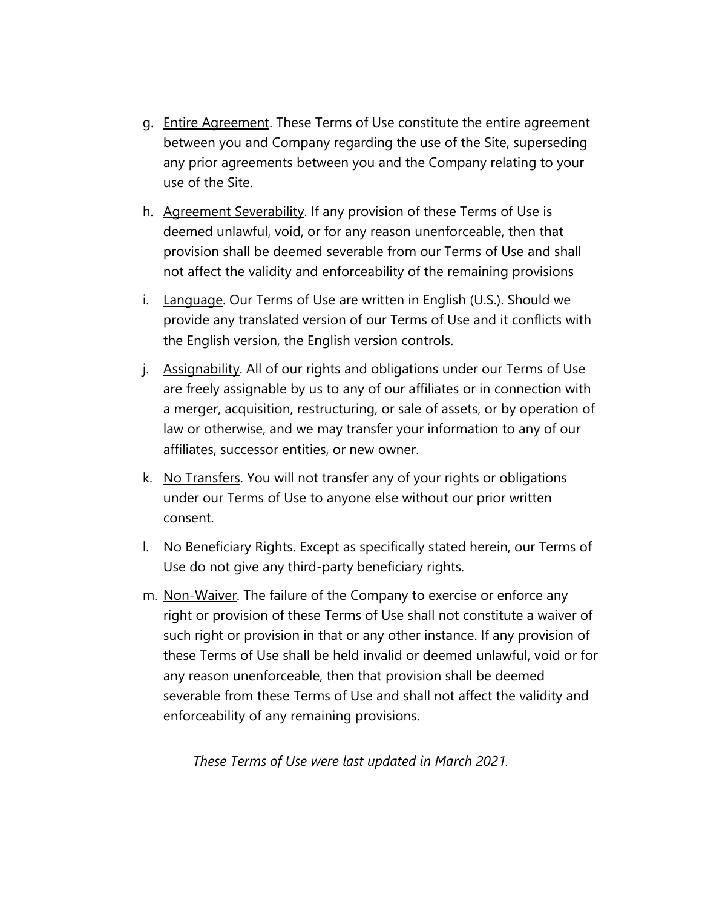g. <u>Entire Agreement</u>. These Terms of Use constitute the entire agreement between you and Company regarding the use of the Site, superseding any prior agreements between you and the Company relating to your use of the Site.

h. <u>Agreement Severability</u>. If any provision of these Terms of Use is deemed unlawful, void, or for any reason unenforceable, then that provision shall be deemed severable from our Terms of Use and shall not affect the validity and enforceability of the remaining provisions

i. <u>Language</u>. Our Terms of Use are written in English (U.S.). Should we provide any translated version of our Terms of Use and it conflicts with the English version, the English version controls.

j. <u>Assignability</u>. All of our rights and obligations under our Terms of Use are freely assignable by us to any of our affiliates or in connection with a merger, acquisition, restructuring, or sale of assets, or by operation of law or otherwise, and we may transfer your information to any of our affiliates, successor entities, or new owner.

k. <u>No Transfers</u>. You will not transfer any of your rights or obligations under our Terms of Use to anyone else without our prior written consent.

l. <u>No Beneficiary Rights</u>. Except as specifically stated herein, our Terms of Use do not give any third-party beneficiary rights.

m. <u>Non-Waiver</u>. The failure of the Company to exercise or enforce any right or provision of these Terms of Use shall not constitute a waiver of such right or provision in that or any other instance. If any provision of these Terms of Use shall be held invalid or deemed unlawful, void or for any reason unenforceable, then that provision shall be deemed severable from these Terms of Use and shall not affect the validity and enforceability of any remaining provisions.

*These Terms of Use were last updated in March 2021.*